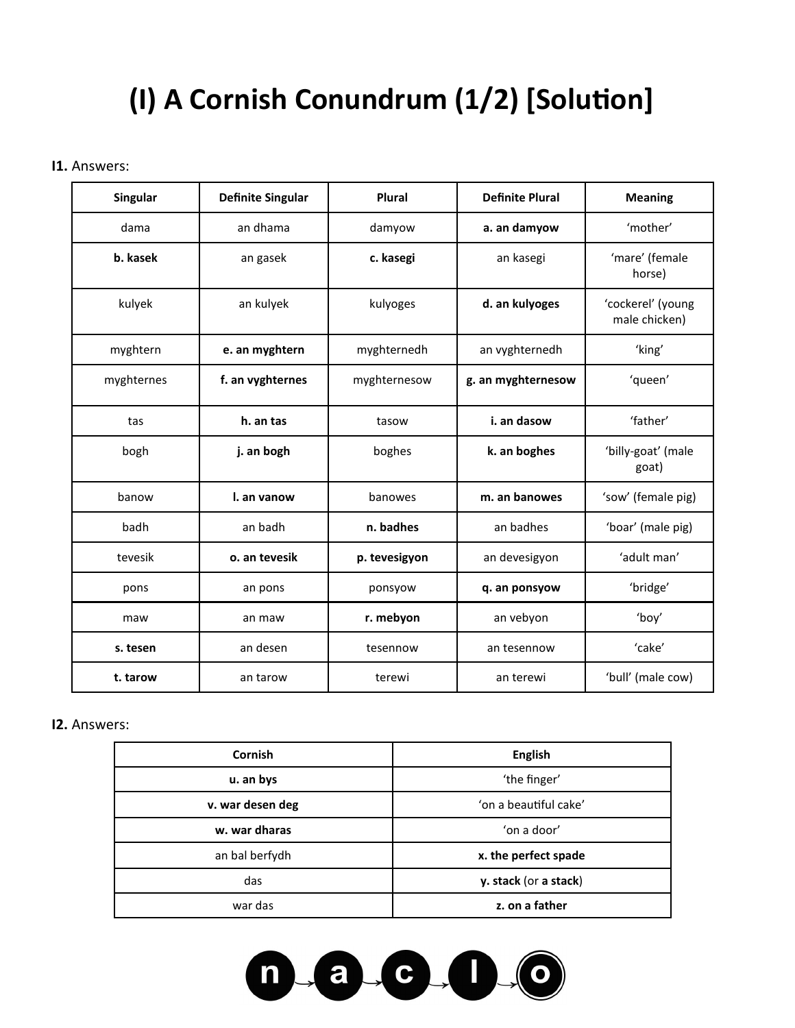# (I) A Cornish Conundrum (1/2) [Solution]

**I1.** Answers:

| Singular | Definite Singular | Plural | Definite Plural | Meaning |
|---|---|---|---|---|
| dama | an dhama | damyow | **a. an damyow** | 'mother' |
| **b. kasek** | an gasek | **c. kasegi** | an kasegi | 'mare' (female horse) |
| kulyek | an kulyek | kulyoges | **d. an kulyoges** | 'cockerel' (young male chicken) |
| myghtern | **e. an myghtern** | myghternedh | an vyghternedh | 'king' |
| myghternes | **f. an vyghternes** | myghternesow | **g. an myghternesow** | 'queen' |
| tas | **h. an tas** | tasow | **i. an dasow** | 'father' |
| bogh | **j. an bogh** | boghes | **k. an boghes** | 'billy-goat' (male goat) |
| banow | **l. an vanow** | banowes | **m. an banowes** | 'sow' (female pig) |
| badh | an badh | **n. badhes** | an badhes | 'boar' (male pig) |
| tevesik | **o. an tevesik** | **p. tevesigyon** | an devesigyon | 'adult man' |
| pons | an pons | ponsyow | **q. an ponsyow** | 'bridge' |
| maw | an maw | **r. mebyon** | an vebyon | 'boy' |
| **s. tesen** | an desen | tesennow | an tesennow | 'cake' |
| **t. tarow** | an tarow | terewi | an terewi | 'bull' (male cow) |

**I2.** Answers:

| Cornish | English |
|---|---|
| **u. an bys** | 'the finger' |
| **v. war desen deg** | 'on a beautiful cake' |
| **w. war dharas** | 'on a door' |
| an bal berfydh | **x. the perfect spade** |
| das | **y. stack** (or **a stack**) |
| war das | **z. on a father** |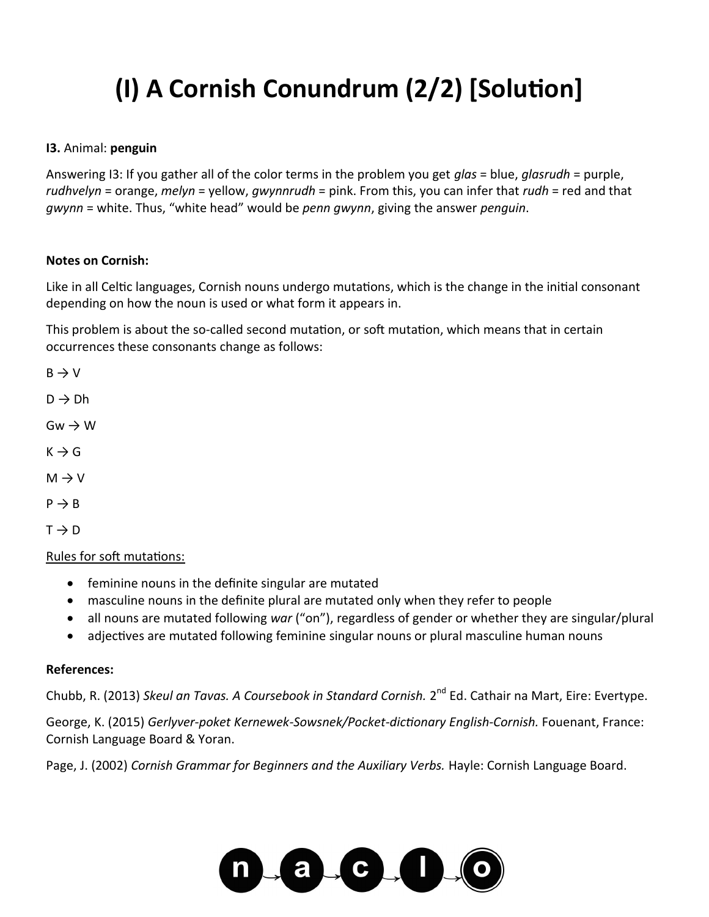# (I) A Cornish Conundrum (2/2) [Solution]

**I3.** Animal: **penguin**

Answering I3: If you gather all of the color terms in the problem you get *glas* = blue, *glasrudh* = purple, *rudhvelyn* = orange, *melyn* = yellow, *gwynnrudh* = pink. From this, you can infer that *rudh* = red and that *gwynn* = white. Thus, "white head" would be *penn gwynn*, giving the answer *penguin*.

**Notes on Cornish:**

Like in all Celtic languages, Cornish nouns undergo mutations, which is the change in the initial consonant depending on how the noun is used or what form it appears in.

This problem is about the so-called second mutation, or soft mutation, which means that in certain occurrences these consonants change as follows:

B → V

D → Dh

Gw → W

K → G

M → V

P → B

T → D

Rules for soft mutations:

- feminine nouns in the definite singular are mutated
- masculine nouns in the definite plural are mutated only when they refer to people
- all nouns are mutated following *war* ("on"), regardless of gender or whether they are singular/plural
- adjectives are mutated following feminine singular nouns or plural masculine human nouns

**References:**

Chubb, R. (2013) *Skeul an Tavas. A Coursebook in Standard Cornish.* 2nd Ed. Cathair na Mart, Eire: Evertype.

George, K. (2015) *Gerlyver-poket Kernewek-Sowsnek/Pocket-dictionary English-Cornish.* Fouenant, France: Cornish Language Board & Yoran.

Page, J. (2002) *Cornish Grammar for Beginners and the Auxiliary Verbs.* Hayle: Cornish Language Board.